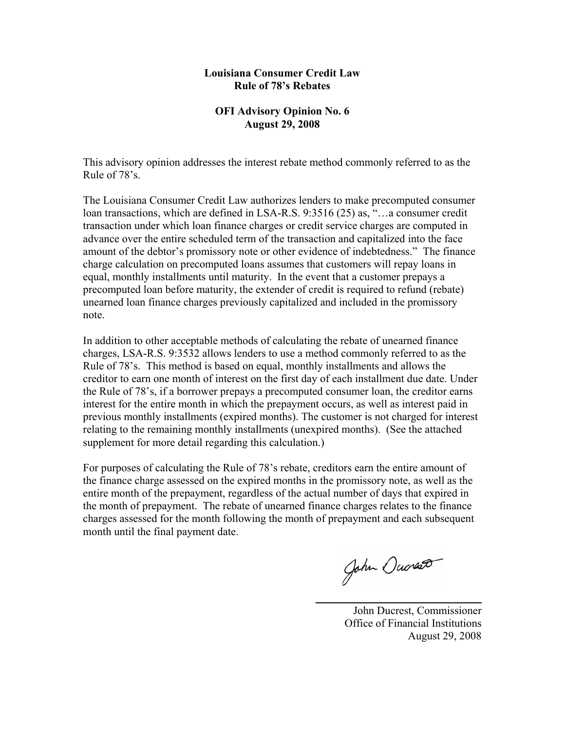**Louisiana Consumer Credit Law**
**Rule of 78's Rebates**

**OFI Advisory Opinion No. 6**
**August 29, 2008**

This advisory opinion addresses the interest rebate method commonly referred to as the Rule of 78's.

The Louisiana Consumer Credit Law authorizes lenders to make precomputed consumer loan transactions, which are defined in LSA-R.S. 9:3516 (25) as, "…a consumer credit transaction under which loan finance charges or credit service charges are computed in advance over the entire scheduled term of the transaction and capitalized into the face amount of the debtor's promissory note or other evidence of indebtedness." The finance charge calculation on precomputed loans assumes that customers will repay loans in equal, monthly installments until maturity. In the event that a customer prepays a precomputed loan before maturity, the extender of credit is required to refund (rebate) unearned loan finance charges previously capitalized and included in the promissory note.

In addition to other acceptable methods of calculating the rebate of unearned finance charges, LSA-R.S. 9:3532 allows lenders to use a method commonly referred to as the Rule of 78's. This method is based on equal, monthly installments and allows the creditor to earn one month of interest on the first day of each installment due date. Under the Rule of 78's, if a borrower prepays a precomputed consumer loan, the creditor earns interest for the entire month in which the prepayment occurs, as well as interest paid in previous monthly installments (expired months). The customer is not charged for interest relating to the remaining monthly installments (unexpired months). (See the attached supplement for more detail regarding this calculation.)

For purposes of calculating the Rule of 78's rebate, creditors earn the entire amount of the finance charge assessed on the expired months in the promissory note, as well as the entire month of the prepayment, regardless of the actual number of days that expired in the month of prepayment. The rebate of unearned finance charges relates to the finance charges assessed for the month following the month of prepayment and each subsequent month until the final payment date.

John Ducrest, Commissioner
Office of Financial Institutions
August 29, 2008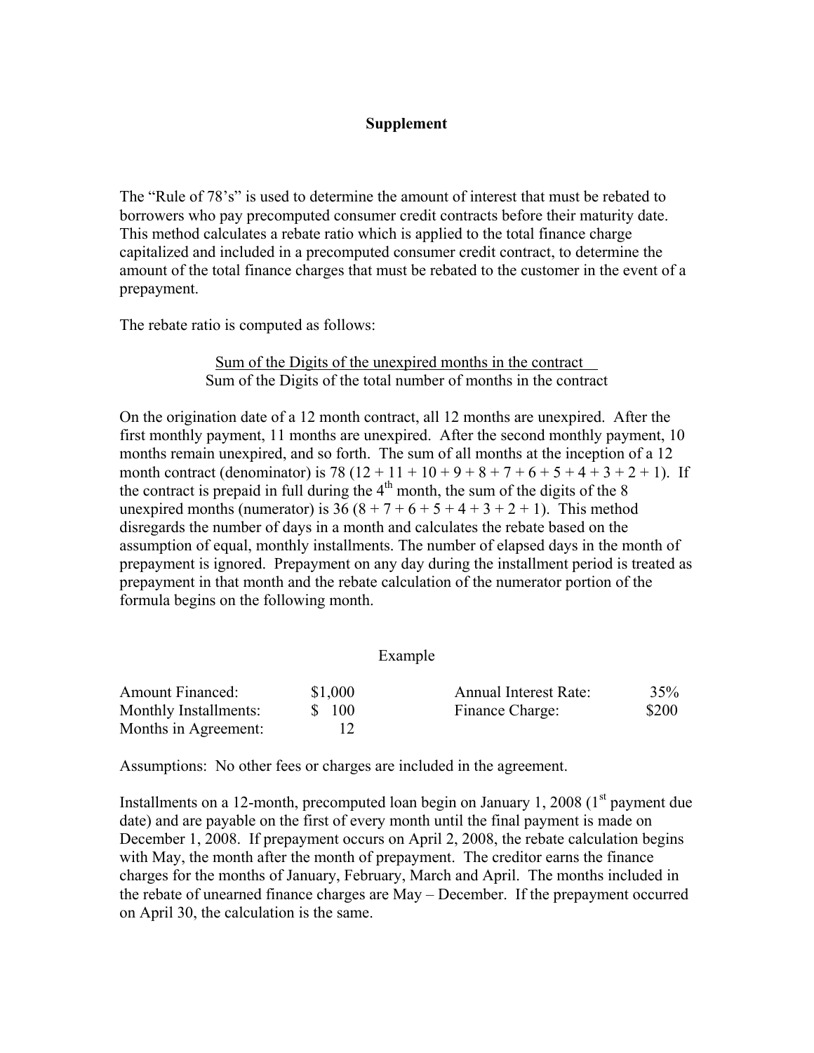## Supplement

The "Rule of 78's" is used to determine the amount of interest that must be rebated to borrowers who pay precomputed consumer credit contracts before their maturity date. This method calculates a rebate ratio which is applied to the total finance charge capitalized and included in a precomputed consumer credit contract, to determine the amount of the total finance charges that must be rebated to the customer in the event of a prepayment.

The rebate ratio is computed as follows:

$$\frac{\text{Sum of the Digits of the unexpired months in the contract}}{\text{Sum of the Digits of the total number of months in the contract}}$$

On the origination date of a 12 month contract, all 12 months are unexpired. After the first monthly payment, 11 months are unexpired. After the second monthly payment, 10 months remain unexpired, and so forth. The sum of all months at the inception of a 12 month contract (denominator) is 78 (12 + 11 + 10 + 9 + 8 + 7 + 6 + 5 + 4 + 3 + 2 + 1). If the contract is prepaid in full during the 4th month, the sum of the digits of the 8 unexpired months (numerator) is 36 (8 + 7 + 6 + 5 + 4 + 3 + 2 + 1). This method disregards the number of days in a month and calculates the rebate based on the assumption of equal, monthly installments. The number of elapsed days in the month of prepayment is ignored. Prepayment on any day during the installment period is treated as prepayment in that month and the rebate calculation of the numerator portion of the formula begins on the following month.

Example

| | | | |
|---|---|---|---|
| Amount Financed: | $1,000 | Annual Interest Rate: | 35% |
| Monthly Installments: | $ 100 | Finance Charge: | $200 |
| Months in Agreement: | 12 | | |

Assumptions: No other fees or charges are included in the agreement.

Installments on a 12-month, precomputed loan begin on January 1, 2008 (1st payment due date) and are payable on the first of every month until the final payment is made on December 1, 2008. If prepayment occurs on April 2, 2008, the rebate calculation begins with May, the month after the month of prepayment. The creditor earns the finance charges for the months of January, February, March and April. The months included in the rebate of unearned finance charges are May – December. If the prepayment occurred on April 30, the calculation is the same.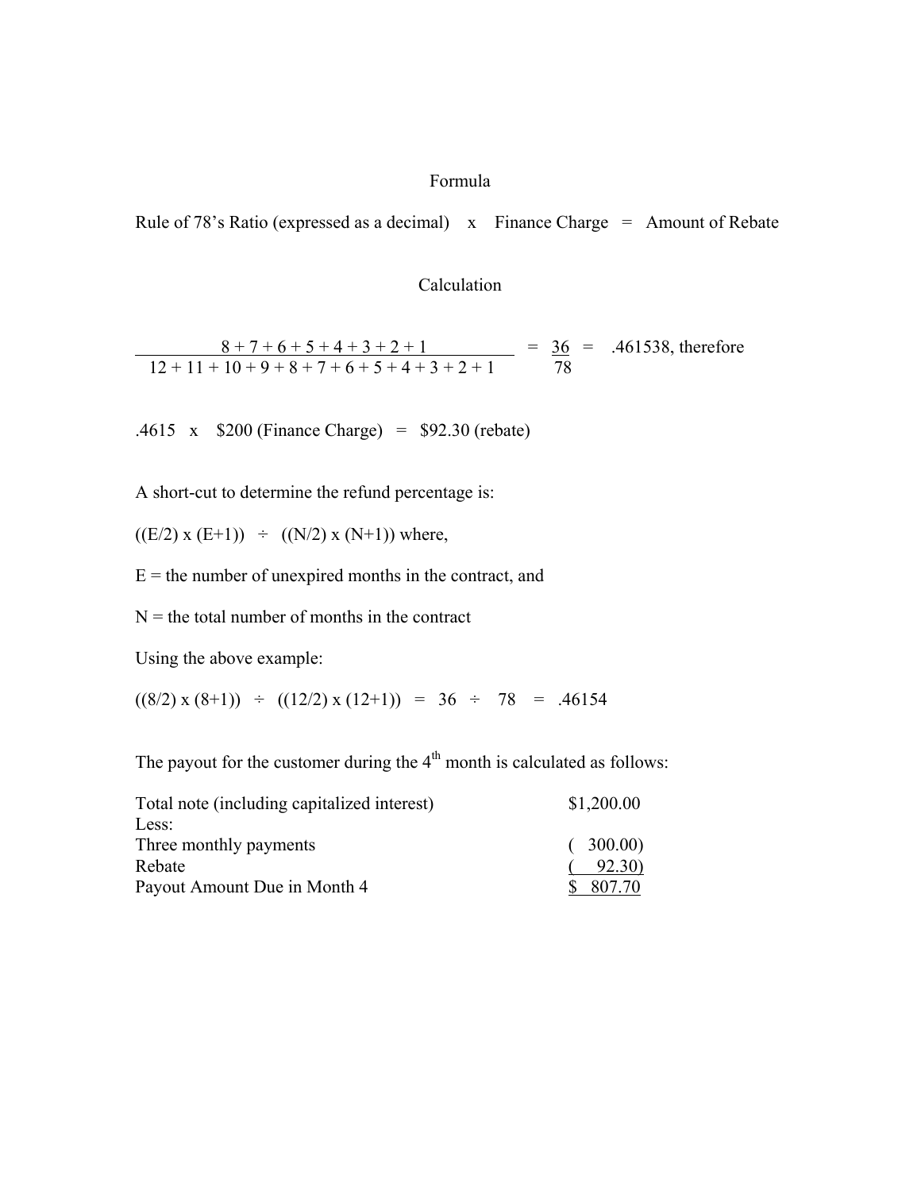## Formula

Rule of 78's Ratio (expressed as a decimal) x Finance Charge = Amount of Rebate

## Calculation

$$\frac{8 + 7 + 6 + 5 + 4 + 3 + 2 + 1}{12 + 11 + 10 + 9 + 8 + 7 + 6 + 5 + 4 + 3 + 2 + 1} = \frac{36}{78} = .461538\text{, therefore}$$

.4615 x \$200 (Finance Charge) = \$92.30 (rebate)

A short-cut to determine the refund percentage is:

$((E/2) \times (E+1)) \div ((N/2) \times (N+1))$ where,

E = the number of unexpired months in the contract, and

N = the total number of months in the contract

Using the above example:

$((8/2) \times (8+1)) \div ((12/2) \times (12+1)) = 36 \div 78 = .46154$

The payout for the customer during the 4th month is calculated as follows:

| | |
|---|---|
| Total note (including capitalized interest) | \$1,200.00 |
| Less: | |
| Three monthly payments | ( 300.00) |
| Rebate | ( 92.30) |
| Payout Amount Due in Month 4 | \$ 807.70 |